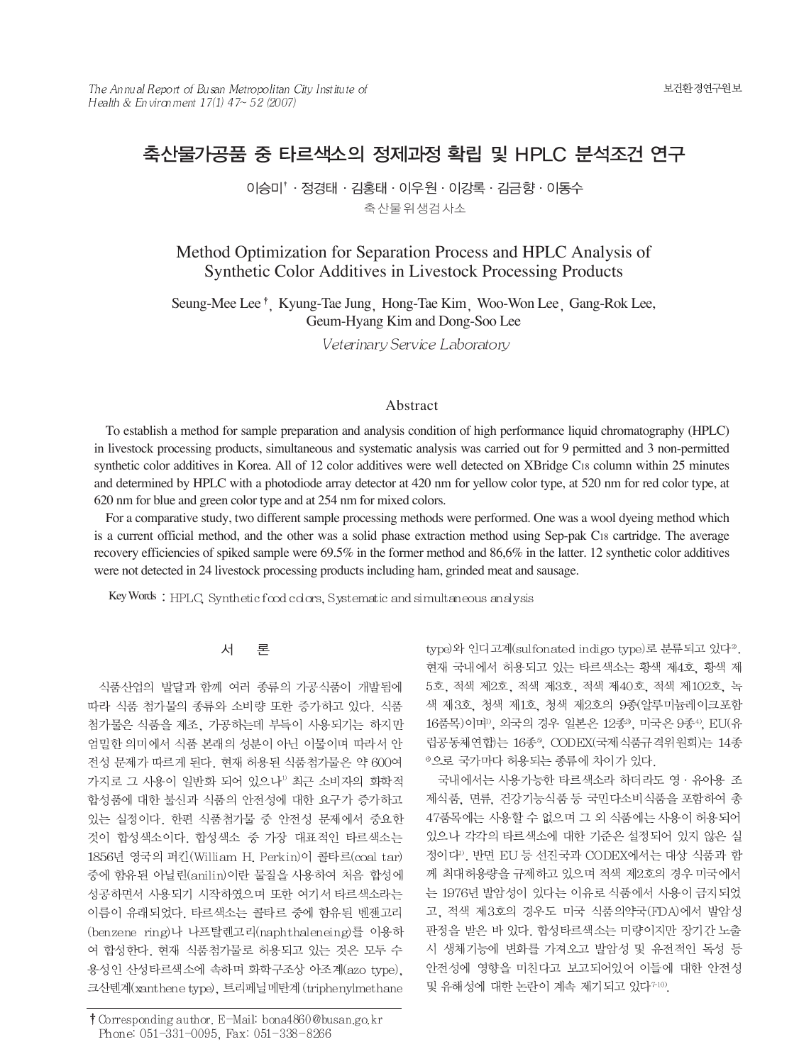# 축산물가공품 중 타르색소의 정제과정 확립 및 HPLC 분석조건 연구

이승미[†] · 정경태 · 김홍태 · 이우원 · 이강록 · 김금향 · 이동수

축산물위생검사소

# Method Optimization for Separation Process and HPLC Analysis of Synthetic Color Additives in Livestock Processing Products

Seung-Mee Lee[†], Kyung-Tae Jung, Hong-Tae Kim, Woo-Won Lee, Gang-Rok Lee, Geum-Hyang Kim and Dong-Soo Lee

*Veterinary Service Laboratory*

## Abstract

To establish a method for sample preparation and analysis condition of high performance liquid chromatography (HPLC) in livestock processing products, simultaneous and systematic analysis was carried out for 9 permitted and 3 non-permitted synthetic color additives in Korea. All of 12 color additives were well detected on XBridge $C_{18}$ column within 25 minutes and determined by HPLC with a photodiode array detector at 420 nm for yellow color type, at 520 nm for red color type, at 620 nm for blue and green color type and at 254 nm for mixed colors.

For a comparative study, two different sample processing methods were performed. One was a wool dyeing method which is a current official method, and the other was a solid phase extraction method using Sep-pak $C_{18}$ cartridge. The average recovery efficiencies of spiked sample were 69.5% in the former method and 86,6% in the latter. 12 synthetic color additives were not detected in 24 livestock processing products including ham, grinded meat and sausage.

**Key Words** : HPLC, Synthetic food colors, Systematic and simultaneous analysis

## 서 론

식품산업의 발달과 함께 여러 종류의 가공식품이 개발됨에 따라 식품 첨가물의 종류와 소비량 또한 증가하고 있다. 식품 첨가물은 식품을 제조, 가공하는데 부득이 사용되기는 하지만 엄밀한 의미에서 식품 본래의 성분이 아닌 이물이며 따라서 안전성 문제가 따르게 된다. 현재 허용된 식품첨가물은 약 600여 가지로 그 사용이 일반화 되어 있으나[1] 최근 소비자의 화학적 합성품에 대한 불신과 식품의 안전성에 대한 요구가 증가하고 있는 실정이다. 한편 식품첨가물 중 안전성 문제에서 중요한 것이 합성색소이다. 합성색소 중 가장 대표적인 타르색소는 1856년 영국의 퍼킨(William H. Perkin)이 콜타르(coal tar) 중에 함유된 아닐린(anilin)이란 물질을 사용하여 처음 합성에 성공하면서 사용되기 시작하였으며 또한 여기서 타르색소라는 이름이 유래되었다. 타르색소는 콜타르 중에 함유된 벤젠고리(benzene ring)나 나프탈렌고리(naphthaleneing)를 이용하여 합성한다. 현재 식품첨가물로 허용되고 있는 것은 모두 수용성인 산성타르색소에 속하며 화학구조상 아조계(azo type), 크산텐계(xanthene type), 트리페닐메탄계(triphenylmethane type)와 인디고계(sulfonated indigo type)로 분류되고 있다[2]. 현재 국내에서 허용되고 있는 타르색소는 황색 제4호, 황색 제5호, 적색 제2호, 적색 제3호, 적색 제40호, 적색 제102호, 녹색 제3호, 청색 제1호, 청색 제2호의 9종(알루미늄레이크포함 16품목)이며[1], 외국의 경우 일본은 12종[3], 미국은 9종[4], EU(유럽공동체연합)는 16종[5], CODEX(국제식품규격위원회)는 14종[6]으로 국가마다 허용되는 종류에 차이가 있다.

국내에서는 사용가능한 타르색소라 하더라도 영 · 유아용 조제식품, 면류, 건강기능식품 등 국민다소비식품을 포함하여 총 47품목에는 사용할 수 없으며 그 외 식품에는 사용이 허용되어 있으나 각각의 타르색소에 대한 기준은 설정되어 있지 않은 실정이다[1]. 반면 EU 등 선진국과 CODEX에서는 대상 식품과 함께 최대허용량을 규제하고 있으며 적색 제2호의 경우 미국에서는 1976년 발암성이 있다는 이유로 식품에서 사용이 금지되었고, 적색 제3호의 경우도 미국 식품의약국(FDA)에서 발암성 판정을 받은 바 있다. 합성타르색소는 미량이지만 장기간 노출시 생체기능에 변화를 가져오고 발암성 및 유전적인 독성 등 안전성에 영향을 미친다고 보고되어있어 이들에 대한 안전성 및 유해성에 대한 논란이 계속 제기되고 있다[7-10].

† Corresponding author. E-Mail: bona4860@busan.go.kr
Phone: 051-331-0095, Fax: 051-338-8266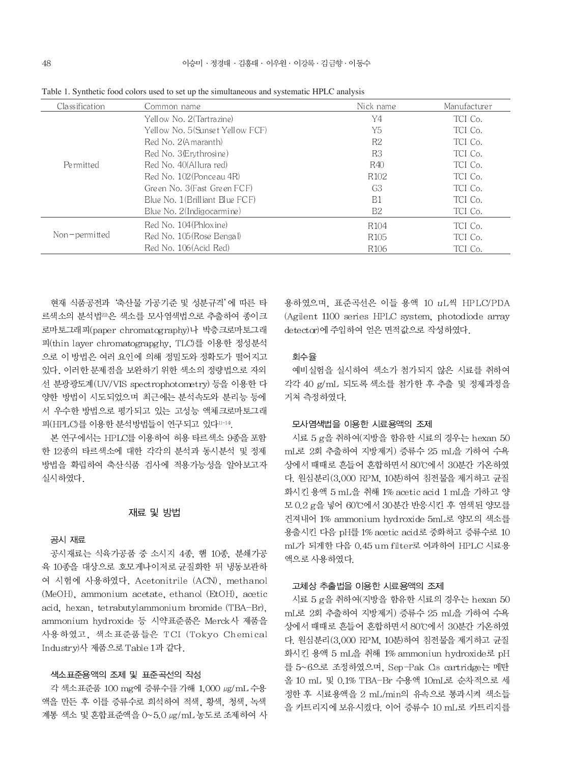Table 1. Synthetic food colors used to set up the simultaneous and systematic HPLC analysis

| Classification | Common name | Nick name | Manufacturer |
|---|---|---|---|
| Permitted | Yellow No. 2(Tartrazine) | Y4 | TCI Co. |
| | Yellow No. 5(Sunset Yellow FCF) | Y5 | TCI Co. |
| | Red No. 2(Amaranth) | R2 | TCI Co. |
| | Red No. 3(Erythrosine) | R3 | TCI Co. |
| | Red No. 40(Allura red) | R40 | TCI Co. |
| | Red No. 102(Ponceau 4R) | R102 | TCI Co. |
| | Green No. 3(Fast Green FCF) | G3 | TCI Co. |
| | Blue No. 1(Brilliant Blue FCF) | B1 | TCI Co. |
| | Blue No. 2(Indigocarmine) | B2 | TCI Co. |
| Non-permitted | Red No. 104(Phloxine) | R104 | TCI Co. |
| | Red No. 105(Rose Bengal) | R105 | TCI Co. |
| | Red No. 106(Acid Red) | R106 | TCI Co. |

현재 식품공전과 '축산물 가공기준 및 성분규격'에 따른 타르색소의 분석법[22]은 색소를 모사염색법으로 추출하여 종이크로마토그래피(paper chromatography)나 박층크로마토그래피(thin layer chromatograpghy, TLC)를 이용한 정성분석으로 이 방법은 여러 요인에 의해 정밀도와 정확도가 떨어지고 있다. 이러한 문제점을 보완하기 위한 색소의 정량법으로 자외선 분광광도계(UV/VIS spectrophotometry) 등을 이용한 다양한 방법이 시도되었으며 최근에는 분석속도와 분리능 등에서 우수한 방법으로 평가되고 있는 고성능 액체크로마토그래피(HPLC)를 이용한 분석방법들이 연구되고 있다[11-14].

본 연구에서는 HPLC를 이용하여 허용 타르색소 9종을 포함한 12종의 타르색소에 대한 각각의 분석과 동시분석 및 정제방법을 확립하여 축산식품 검사에 적용가능성을 알아보고자 실시하였다.

## 재료 및 방법

### 공시 재료

공시재료는 식육가공품 중 소시지 4종, 햄 10종, 분쇄가공육 10종을 대상으로 호모게나이저로 균질화한 뒤 냉동보관하여 시험에 사용하였다. Acetonitrile (ACN), methanol (MeOH), ammonium acetate, ethanol (EtOH), acetic acid, hexan, tetrabutylammonium bromide (TBA-Br), ammonium hydroxide 등 시약표준품은 Merck사 제품을 사용하였고, 색소표준품들은 TCI (Tokyo Chemical Industry)사 제품으로 Table 1과 같다.

### 색소표준용액의 조제 및 표준곡선의 작성

각 색소표준품 100 mg에 증류수를 가해 1,000 μg/mL 수용액을 만든 후 이를 증류수로 희석하여 적색, 황색, 청색, 녹색 계통 색소 및 혼합표준액을 0~5.0 μg/mL 농도로 조제하여 사용하였으며, 표준곡선은 이들 용액 10 uL씩 HPLC/PDA (Agilent 1100 series HPLC system, photodiode array detector)에 주입하여 얻은 면적값으로 작성하였다.

### 회수율

예비실험을 실시하여 색소가 첨가되지 않은 시료를 취하여 각각 40 g/mL 되도록 색소를 첨가한 후 추출 및 정제과정을 거쳐 측정하였다.

### 모사염색법을 이용한 시료용액의 조제

시료 5 g을 취하여(지방을 함유한 시료의 경우는 hexan 50 mL로 2회 추출하여 지방제거) 증류수 25 mL을 가하여 수욕상에서 때때로 흔들어 혼합하면서 80℃에서 30분간 가온하였다. 원심분리(3,000 RPM, 10분)하여 침전물을 제거하고 균질화시킨 용액 5 mL을 취해 1% acetic acid 1 mL을 가하고 양모 0.2 g을 넣어 60℃에서 30분간 반응시킨 후 염색된 양모를 건져내어 1% ammonium hydroxide 5mL로 양모의 색소를 용출시킨 다음 pH를 1% acetic acid로 중화하고 증류수로 10 mL가 되게한 다음 0.45 um filter로 여과하여 HPLC 시료용액으로 사용하였다.

### 고체상 추출법을 이용한 시료용액의 조제

시료 5 g을 취하여(지방을 함유한 시료의 경우는 hexan 50 mL로 2회 추출하여 지방제거) 증류수 25 mL을 가하여 수욕상에서 때때로 흔들어 혼합하면서 80℃에서 30분간 가온하였다. 원심분리(3,000 RPM, 10분)하여 침전물을 제거하고 균질화시킨 용액 5 mL을 취해 1% ammoniun hydroxide로 pH를 5~6으로 조정하였으며, Sep-Pak $C_{18}$ cartridge는 메탄올 10 mL 및 0.1% TBA-Br 수용액 10mL로 순차적으로 세정한 후 시료용액을 2 mL/min의 유속으로 통과시켜 색소들을 카트리지에 보유시켰다. 이어 증류수 10 mL로 카트리지를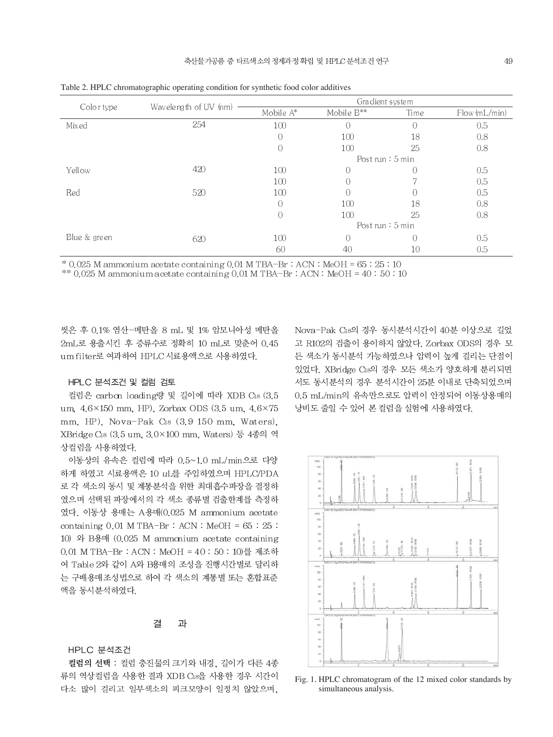Table 2. HPLC chromatographic operating condition for synthetic food color additives

| Color type | Wavelength of UV (nm) | Gradient system | | | |
|---|---|---|---|---|---|
| | | Mobile A* | Mobile B** | Time | Flow (mL/min) |
| Mixed | 254 | 100 | 0 | 0 | 0.5 |
| | | 0 | 100 | 18 | 0.8 |
| | | 0 | 100 | 25 | 0.8 |
| | | Post run : 5 min | | | |
| Yellow | 420 | 100 | 0 | 0 | 0.5 |
| | | 100 | 0 | 7 | 0.5 |
| Red | 520 | 100 | 0 | 0 | 0.5 |
| | | 0 | 100 | 18 | 0.8 |
| | | 0 | 100 | 25 | 0.8 |
| | | Post run : 5 min | | | |
| Blue & green | 620 | 100 | 0 | 0 | 0.5 |
| | | 60 | 40 | 10 | 0.5 |

\* 0.025 M ammonium acetate containing 0.01 M TBA-Br : ACN : MeOH = 65 : 25 : 10
\*\* 0.025 M ammonium acetate containing 0.01 M TBA-Br : ACN : MeOH = 40 : 50 : 10

씻은 후 0.1% 염산-메탄올 8 mL 및 1% 암모니아성 메탄올 2mL로 용출시킨 후 증류수로 정확히 10 mL로 맞춘어 0.45 um filter로 여과하여 HPLC 시료용액으로 사용하였다.

### HPLC 분석조건 및 컬럼 검토

컬럼은 carbon loading량 및 길이에 따라 XDB $C_{18}$ (3.5 um, 4.6×150 mm, HP), Zorbax ODS (3.5 um, 4.6×75 mm, HP), Nova-Pak $C_{18}$ (3.9 150 mm, Waters), XBridge $C_{18}$ (3.5 um, 3.0×100 mm, Waters) 등 4종의 역상컬럼을 사용하였다.

이동상의 유속은 컬럼에 따라 0.5~1.0 mL/min으로 다양하게 하였고 시료용액은 10 uL를 주입하였으며 HPLC/PDA로 각 색소의 동시 및 계통분석을 위한 최대흡수파장을 결정하였으며 선택된 파장에서의 각 색소 종류별 검출한계를 측정하였다. 이동상 용매는 A용매(0.025 M ammonium acetate containing 0.01 M TBA-Br : ACN : MeOH = 65 : 25 : 10) 와 B용매 (0.025 M ammonium acetate containing 0.01 M TBA-Br : ACN : MeOH = 40 : 50 : 10)를 제조하여 Table 2와 같이 A와 B용매의 조성을 진행시간별로 달리하는 구배용매조성법으로 하여 각 색소의 계통별 또는 혼합표준액을 동시분석하였다.

## 결 과

### HPLC 분석조건

**컬럼의 선택** : 컬럼 충진물의 크기와 내경, 길이가 다른 4종류의 역상컬럼을 사용한 결과 XDB $C_{18}$을 사용한 경우 시간이 다소 많이 걸리고 일부색소의 피크모양이 일정치 않았으며, Nova-Pak $C_{18}$의 경우 동시분석시간이 40분 이상으로 길었고 R102의 검출이 용이하지 않았다. Zorbax ODS의 경우 모든 색소가 동시분석 가능하였으나 압력이 높게 걸리는 단점이 있었다. XBridge $C_{18}$의 경우 모든 색소가 양호하게 분리되면서도 동시분석의 경우 분석시간이 25분 이내로 단축되었으며 0.5 mL/min의 유속만으로도 압력이 안정되어 이동상용매의 낭비도 줄일 수 있어 본 컬럼을 실험에 사용하였다.

Fig. 1. HPLC chromatogram of the 12 mixed color standards by simultaneous analysis.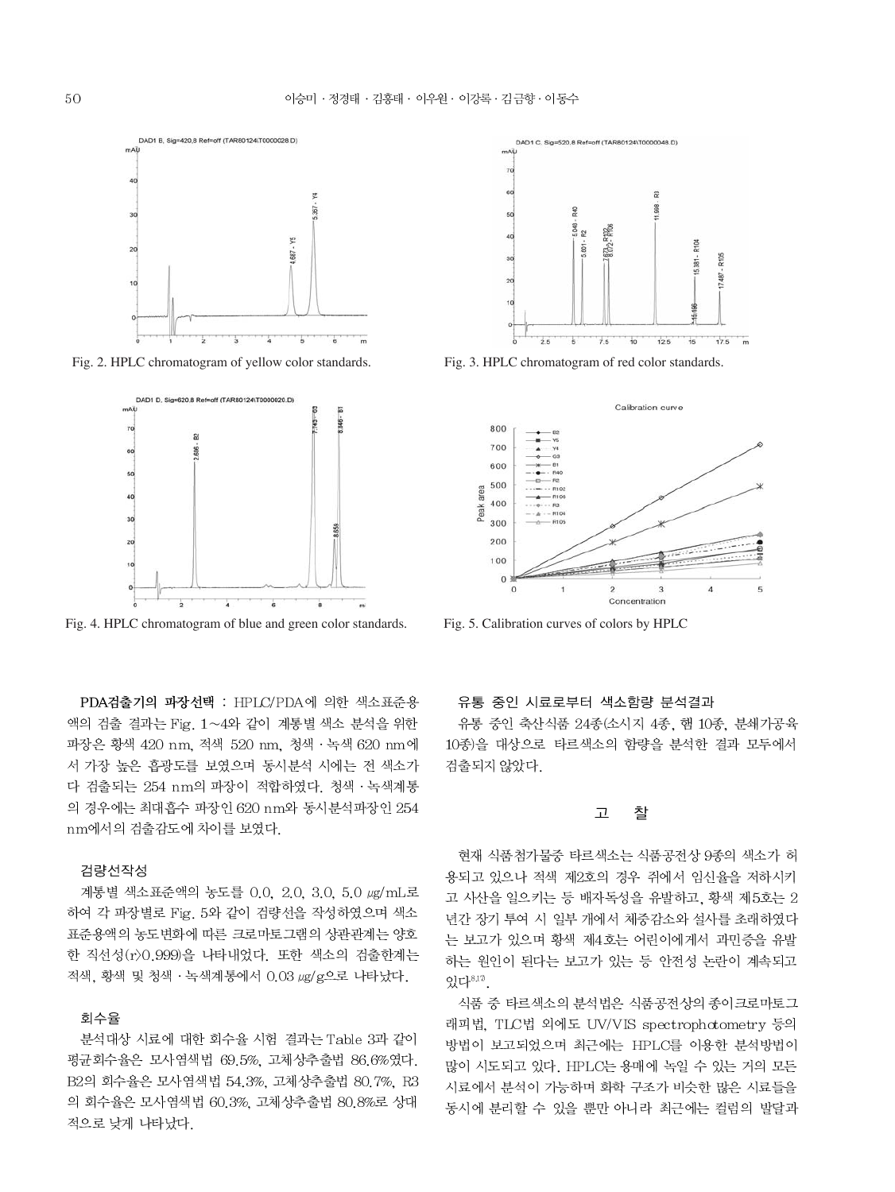Fig. 2. HPLC chromatogram of yellow color standards.

Fig. 3. HPLC chromatogram of red color standards.

Fig. 4. HPLC chromatogram of blue and green color standards.

Fig. 5. Calibration curves of colors by HPLC

**PDA검출기의 파장선택** : HPLC/PDA에 의한 색소표준용액의 검출 결과는 Fig. 1~4와 같이 계통별 색소 분석을 위한 파장은 황색 420 nm, 적색 520 nm, 청색·녹색 620 nm에서 가장 높은 흡광도를 보였으며 동시분석 시에는 전 색소가 다 검출되는 254 nm의 파장이 적합하였다. 청색·녹색계통의 경우에는 최대흡수 파장인 620 nm와 동시분석파장인 254 nm에서의 검출감도에 차이를 보였다.

### 검량선작성

계통별 색소표준액의 농도를 0.0, 2.0, 3.0, 5.0 μg/mL로 하여 각 파장별로 Fig. 5와 같이 검량선을 작성하였으며 색소표준용액의 농도변화에 따른 크로마토그램의 상관관계는 양호한 직선성(r>0.999)을 나타내었다. 또한 색소의 검출한계는 적색, 황색 및 청색·녹색계통에서 0.03 μg/g으로 나타났다.

### 회수율

분석대상 시료에 대한 회수율 시험 결과는 Table 3과 같이 평균회수율은 모사염색법 69.5%, 고체상추출법 86.6%였다. B2의 회수율은 모사염색법 54.3%, 고체상추출법 80.7%, R3의 회수율은 모사염색법 60.3%, 고체상추출법 80.8%로 상대적으로 낮게 나타났다.

### 유통 중인 시료로부터 색소함량 분석결과

유통 중인 축산식품 24종(소시지 4종, 햄 10종, 분쇄가공육 10종)을 대상으로 타르색소의 함량을 분석한 결과 모두에서 검출되지 않았다.

## 고 찰

현재 식품첨가물중 타르색소는 식품공전상 9종의 색소가 허용되고 있으나 적색 제2호의 경우 쥐에서 임신율을 저하시키고 사산을 일으키는 등 배자독성을 유발하고, 황색 제5호는 2년간 장기 투여 시 일부 개에서 체중감소와 설사를 초래하였다는 보고가 있으며 황색 제4호는 어린이에게서 과민증을 유발하는 원인이 된다는 보고가 있는 등 안전성 논란이 계속되고 있다[8,17].

식품 중 타르색소의 분석법은 식품공전상의 종이크로마토그래피법, TLC법 외에도 UV/VIS spectrophotometry 등의 방법이 보고되었으며 최근에는 HPLC를 이용한 분석방법이 많이 시도되고 있다. HPLC는 용매에 녹일 수 있는 거의 모든 시료에서 분석이 가능하며 화학 구조가 비슷한 많은 시료들을 동시에 분리할 수 있을 뿐만 아니라 최근에는 컬럼의 발달과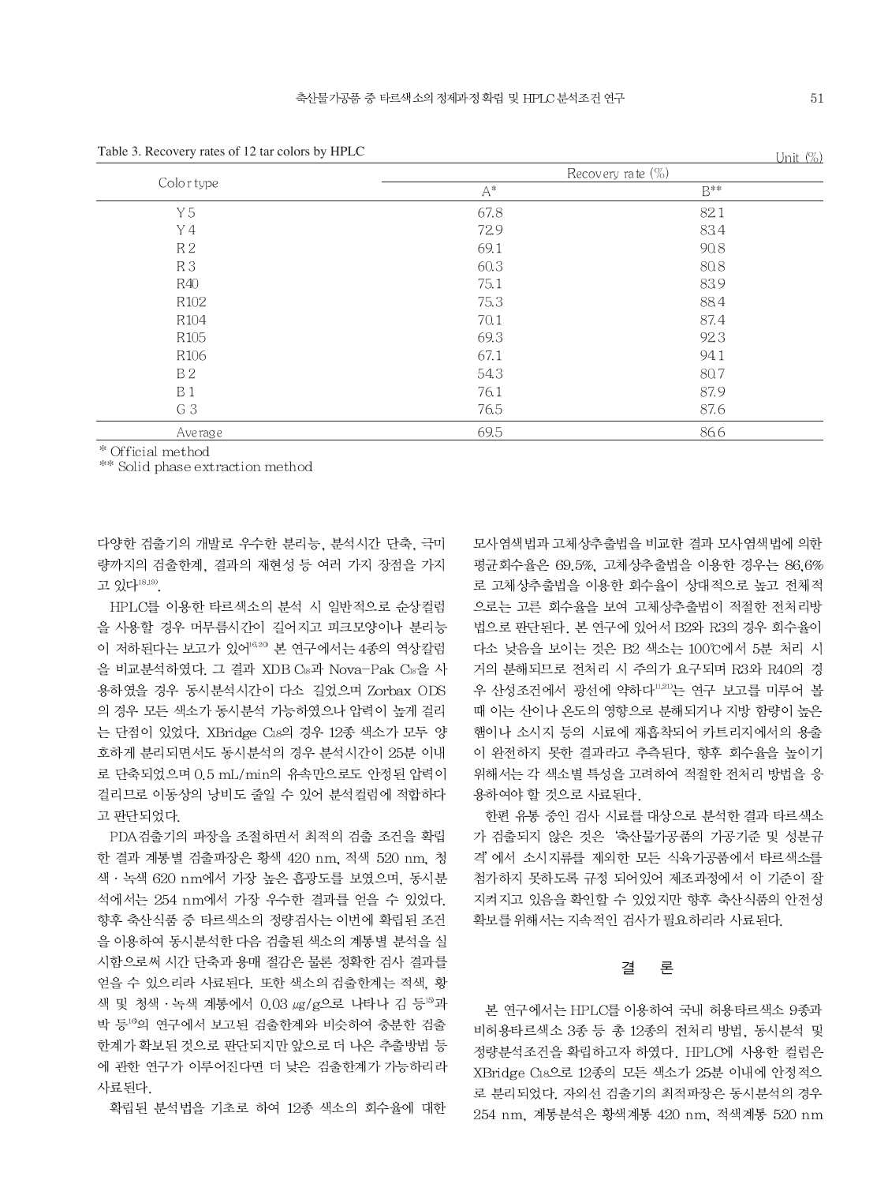Table 3. Recovery rates of 12 tar colors by HPLC

Unit (%)

| Color type | Recovery rate (%) | |
|---|---|---|
| | A* | B** |
| Y 5 | 67.8 | 82.1 |
| Y 4 | 72.9 | 83.4 |
| R 2 | 69.1 | 90.8 |
| R 3 | 60.3 | 80.8 |
| R40 | 75.1 | 83.9 |
| R102 | 75.3 | 88.4 |
| R104 | 70.1 | 87.4 |
| R105 | 69.3 | 92.3 |
| R106 | 67.1 | 94.1 |
| B 2 | 54.3 | 80.7 |
| B 1 | 76.1 | 87.9 |
| G 3 | 76.5 | 87.6 |
| Average | 69.5 | 86.6 |

\* Official method
\*\* Solid phase extraction method

다양한 검출기의 개발로 우수한 분리능, 분석시간 단축, 극미량까지의 검출한계, 결과의 재현성 등 여러 가지 장점을 가지고 있다[18,19].

HPLC를 이용한 타르색소의 분석 시 일반적으로 순상컬럼을 사용할 경우 머무름시간이 길어지고 피크모양이나 분리능이 저하된다는 보고가 있어[16,20] 본 연구에서는 4종의 역상칼럼을 비교분석하였다. 그 결과 XDB $C_{18}$과 Nova-Pak $C_{18}$을 사용하였을 경우 동시분석시간이 다소 길었으며 Zorbax ODS의 경우 모든 색소가 동시분석 가능하였으나 압력이 높게 걸리는 단점이 있었다. XBridge $C_{18}$의 경우 12종 색소가 모두 양호하게 분리되면서도 동시분석의 경우 분석시간이 25분 이내로 단축되었으며 0.5 mL/min의 유속만으로도 안정된 압력이 걸리므로 이동상의 낭비도 줄일 수 있어 분석컬럼에 적합하다고 판단되었다.

PDA검출기의 파장을 조절하면서 최적의 검출 조건을 확립한 결과 계통별 검출파장은 황색 420 nm, 적색 520 nm, 청색·녹색 620 nm에서 가장 높은 흡광도를 보였으며, 동시분석에서는 254 nm에서 가장 우수한 결과를 얻을 수 있었다. 향후 축산식품 중 타르색소의 정량검사는 이번에 확립된 조건을 이용하여 동시분석한 다음 검출된 색소의 계통별 분석을 실시함으로써 시간 단축과 용매 절감은 물론 정확한 검사 결과를 얻을 수 있으리라 사료된다. 또한 색소의 검출한계는 적색, 황색 및 청색·녹색 계통에서 0.03 μg/g으로 나타나 김 등[15]과 박 등[16]의 연구에서 보고된 검출한계와 비슷하여 충분한 검출한계가 확보된 것으로 판단되지만 앞으로 더 나은 추출방법 등에 관한 연구가 이루어진다면 더 낮은 검출한계가 가능하리라 사료된다.

확립된 분석법을 기초로 하여 12종 색소의 회수율에 대한 모사염색법과 고체상추출법을 비교한 결과 모사염색법에 의한 평균회수율은 69.5%, 고체상추출법을 이용한 경우는 86.6%로 고체상추출법을 이용한 회수율이 상대적으로 높고 전체적으로는 고른 회수율을 보여 고체상추출법이 적절한 전처리방법으로 판단된다. 본 연구에 있어서 B2와 R3의 경우 회수율이 다소 낮음을 보이는 것은 B2 색소는 100℃에서 5분 처리 시 거의 분해되므로 전처리 시 주의가 요구되며 R3와 R40의 경우 산성조건에서 광선에 약하다[11,21]는 연구 보고를 미루어 볼 때 이는 산이나 온도의 영향으로 분해되거나 지방 함량이 높은 햄이나 소시지 등의 시료에 재흡착되어 카트리지에서의 용출이 완전하지 못한 결과라고 추측된다. 향후 회수율을 높이기 위해서는 각 색소별 특성을 고려하여 적절한 전처리 방법을 응용하여야 할 것으로 사료된다.

한편 유통 중인 검사 시료를 대상으로 분석한 결과 타르색소가 검출되지 않은 것은 '축산물가공품의 가공기준 및 성분규격'에서 소시지류를 제외한 모든 식육가공품에서 타르색소를 첨가하지 못하도록 규정 되어있어 제조과정에서 이 기준이 잘 지켜지고 있음을 확인할 수 있었지만 향후 축산식품의 안전성 확보를 위해서는 지속적인 검사가 필요하리라 사료된다.

## 결 론

본 연구에서는 HPLC를 이용하여 국내 허용타르색소 9종과 비허용타르색소 3종 등 총 12종의 전처리 방법, 동시분석 및 정량분석조건을 확립하고자 하였다. HPLC에 사용한 컬럼은 XBridge $C_{18}$으로 12종의 모든 색소가 25분 이내에 안정적으로 분리되었다. 자외선 검출기의 최적파장은 동시분석의 경우 254 nm, 계통분석은 황색계통 420 nm, 적색계통 520 nm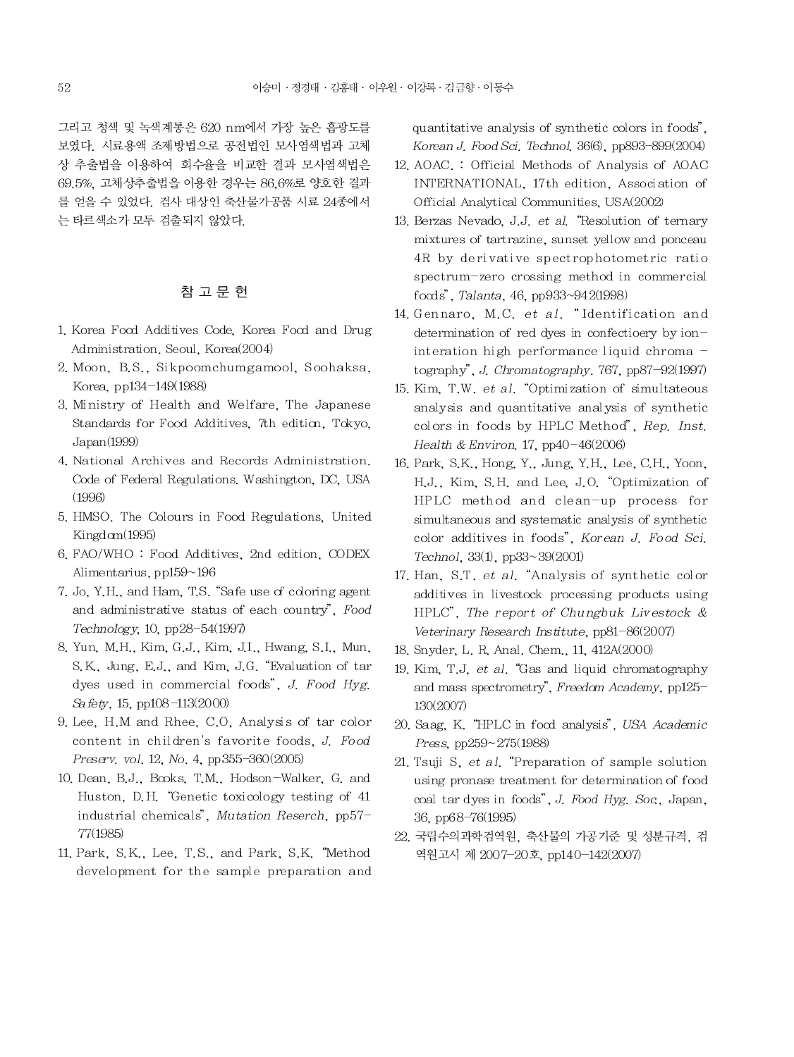그리고 청색 및 녹색계통은 620 nm에서 가장 높은 흡광도를 보였다. 시료용액 조제방법으로 공전법인 모사염색법과 고체상 추출법을 이용하여 회수율을 비교한 결과 모사염색법은 69.5%, 고체상추출법을 이용한 경우는 86.6%로 양호한 결과를 얻을 수 있었다. 검사 대상인 축산물가공품 시료 24종에서는 타르색소가 모두 검출되지 않았다.

## 참 고 문 헌

1. Korea Food Additives Code, Korea Food and Drug Administration. Seoul, Korea(2004)
2. Moon, B.S., Sikpoomchumgamool, Soohaksa, Korea, pp134-149(1988)
3. Ministry of Health and Welfare, The Japanese Standards for Food Additives, 7th edition, Tokyo, Japan(1999)
4. National Archives and Records Administration. Code of Federal Regulations. Washington, DC, USA (1996)
5. HMSO. The Colours in Food Regulations, United Kingdom(1995)
6. FAO/WHO : Food Additives, 2nd edition, CODEX Alimentarius, pp159~196
7. Jo, Y.H., and Ham, T.S. "Safe use of coloring agent and administrative status of each country", *Food Technology*, 10, pp28-54(1997)
8. Yun, M.H., Kim, G.J., Kim, J.I., Hwang, S.I., Mun, S.K., Jung, E.J., and Kim, J.G. "Evaluation of tar dyes used in commercial foods", *J. Food Hyg. Safety*, 15, pp108-113(2000)
9. Lee, H.M and Rhee, C.O, Analysis of tar color content in children's favorite foods, *J. Food Preserv. vol*. 12, *No*. 4, pp355-360(2005)
10. Dean, B.J., Books, T.M., Hodson-Walker, G. and Huston, D.H. "Genetic toxicology testing of 41 industrial chemicals", *Mutation Reserch*, pp57-77(1985)
11. Park, S.K., Lee, T.S., and Park, S.K. "Method development for the sample preparation and quantitative analysis of synthetic colors in foods", *Korean J. Food Sci. Technol*. 36(6), pp893-899(2004)
12. AOAC. : Official Methods of Analysis of AOAC INTERNATIONAL, 17th edition, Association of Official Analytical Communities, USA(2002)
13. Berzas Nevado, J.J. *et al*. "Resolution of ternary mixtures of tartrazine, sunset yellow and ponceau 4R by derivative spectrophotometric ratio spectrum-zero crossing method in commercial foods", *Talanta*, 46, pp933~942(1998)
14. Gennaro, M.C. *et al*. "Identification and determination of red dyes in confectioery by ion-interation high performance liquid chromatography", *J. Chromatography*. 767, pp87-92(1997)
15. Kim, T.W. *et al*. "Optimization of simultateous analysis and quantitative analysis of synthetic colors in foods by HPLC Method", *Rep. Inst. Health & Environ*. 17, pp40-46(2006)
16. Park, S.K., Hong, Y., Jung, Y.H., Lee, C.H., Yoon, H.J., Kim, S.H. and Lee, J.O. "Optimization of HPLC method and clean-up process for simultaneous and systematic analysis of synthetic color additives in foods", *Korean J. Food Sci. Technol*, 33(1), pp33~39(2001)
17. Han, S.T. *et al*. "Analysis of synthetic color additives in livestock processing products using HPLC", *The report of Chungbuk Livestock & Veterinary Research Institute*, pp81-86(2007)
18. Snyder, L. R. Anal. Chem., 11, 412A(2000)
19. Kim, T.J, *et al*. "Gas and liquid chromatography and mass spectrometry", *Freedom Academy*, pp125-130(2007)
20. Saag, K. "HPLC in food analysis", *USA Academic Press*, pp259~275(1988)
21. Tsuji S, *et al*. "Preparation of sample solution using pronase treatment for determination of food coal tar dyes in foods", *J. Food Hyg. Soc*., Japan, 36, pp68-76(1995)
22. 국립수의과학검역원, 축산물의 가공기준 및 성분규격, 검역원고시 제 2007-20호, pp140-142(2007)